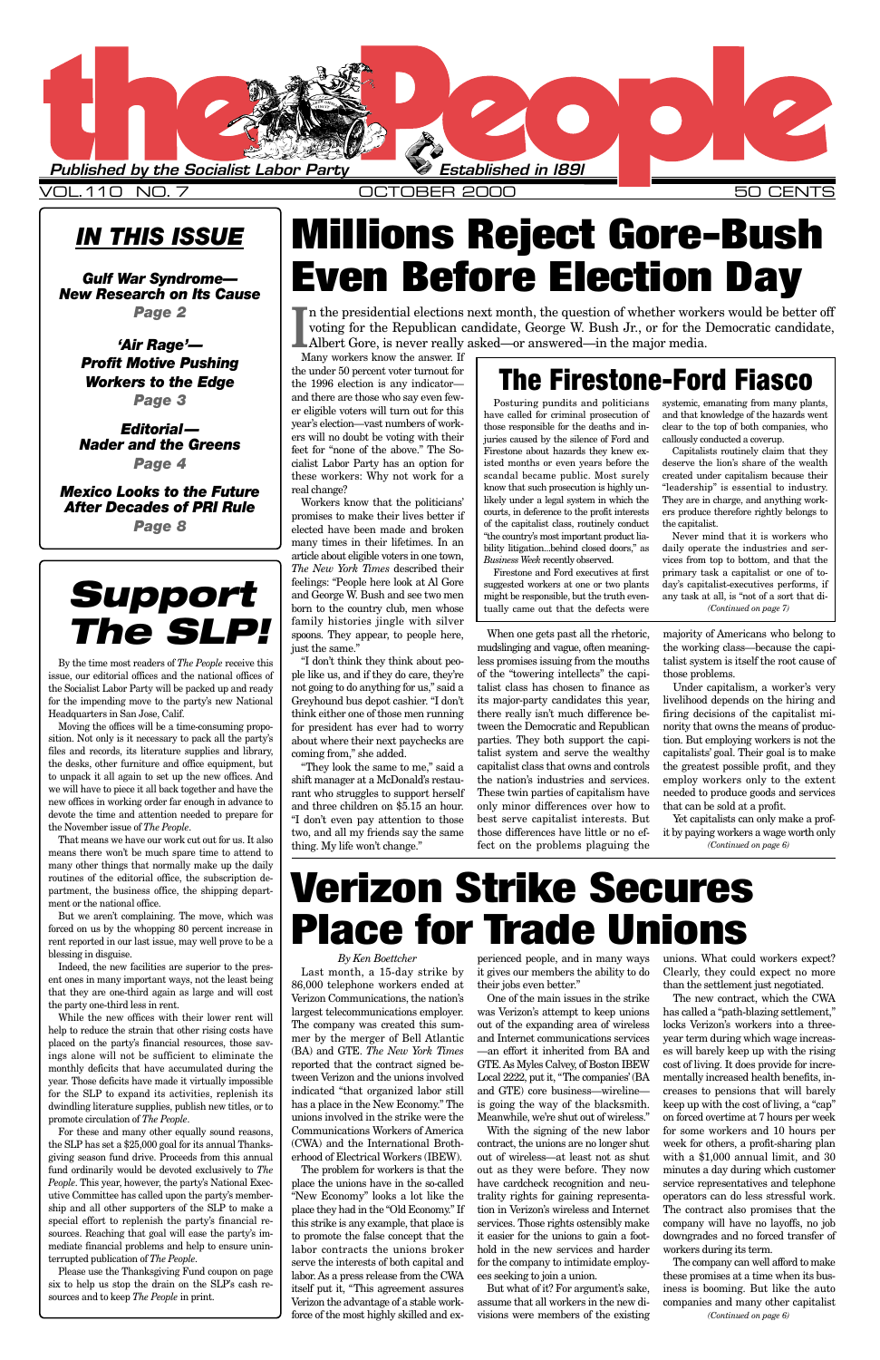# the People

*Published by the Socialist Labor Party* · *Established in 1891*

VOL. 110 NO. 7 · OCTOBER 2000 · 50 CENTS

## IN THIS ISSUE

***Gulf War Syndrome— New Research on Its Cause*** *Page 2*

***'Air Rage'— Profit Motive Pushing Workers to the Edge*** *Page 3*

***Editorial— Nader and the Greens*** *Page 4*

***Mexico Looks to the Future After Decades of PRI Rule*** *Page 8*

# Millions Reject Gore-Bush Even Before Election Day

In the presidential elections next month, the question of whether workers would be better off voting for the Republican candidate, George W. Bush Jr., or for the Democratic candidate, Albert Gore, is never really asked—or answered—in the major media.

Many workers know the answer. If the under 50 percent voter turnout for the 1996 election is any indicator—and there are those who say even fewer eligible voters will turn out for this year's election—vast numbers of workers will no doubt be voting with their feet for "none of the above." The Socialist Labor Party has an option for these workers: Why not work for a real change?

Workers know that the politicians' promises to make their lives better if elected have been made and broken many times in their lifetimes. In an article about eligible voters in one town, *The New York Times* described their feelings: "People here look at Al Gore and George W. Bush and see two men born to the country club, men whose family histories jingle with silver spoons. They appear, to people here, just the same."

"I don't think they think about people like us, and if they do care, they're not going to do anything for us," said a Greyhound bus depot cashier. "I don't think either one of those men running for president has ever had to worry about where their next paychecks are coming from," she added.

"They look the same to me," said a shift manager at a McDonald's restaurant who struggles to support herself and three children on $5.15 an hour. "I don't even pay attention to those two, and all my friends say the same thing. My life won't change."

When one gets past all the rhetoric, mudslinging and vague, often meaningless promises issuing from the mouths of the "towering intellects" the capitalist class has chosen to finance as its major-party candidates this year, there really isn't much difference between the Democratic and Republican parties. They both support the capitalist system and serve the wealthy capitalist class that owns and controls the nation's industries and services. These twin parties of capitalism have only minor differences over how to best serve capitalist interests. But those differences have little or no effect on the problems plaguing the majority of Americans who belong to the working class—because the capitalist system is itself the root cause of those problems.

Under capitalism, a worker's very livelihood depends on the hiring and firing decisions of the capitalist minority that owns the means of production. But employing workers is not the capitalists' goal. Their goal is to make the greatest possible profit, and they employ workers only to the extent needed to produce goods and services that can be sold at a profit.

Yet capitalists can only make a profit by paying workers a wage worth only

*(Continued on page 6)*

## The Firestone-Ford Fiasco

Posturing pundits and politicians have called for criminal prosecution of those responsible for the deaths and injuries caused by the silence of Ford and Firestone about hazards they knew existed months or even years before the scandal became public. Most surely know that such prosecution is highly unlikely under a legal system in which the courts, in deference to the profit interests of the capitalist class, routinely conduct "the country's most important product liability litigation...behind closed doors," as *Business Week* recently observed.

Firestone and Ford executives at first suggested workers at one or two plants might be responsible, but the truth eventually came out that the defects were systemic, emanating from many plants, and that knowledge of the hazards went clear to the top of both companies, who callously conducted a coverup.

Capitalists routinely claim that they deserve the lion's share of the wealth created under capitalism because their "leadership" is essential to industry. They are in charge, and anything workers produce therefore rightly belongs to the capitalist.

Never mind that it is workers who daily operate the industries and services from top to bottom, and that the primary task a capitalist or one of today's capitalist-executives performs, if any task at all, is "not of a sort that di-

*(Continued on page 7)*

# Support The SLP!

By the time most readers of *The People* receive this issue, our editorial offices and the national offices of the Socialist Labor Party will be packed up and ready for the impending move to the party's new National Headquarters in San Jose, Calif.

Moving the offices will be a time-consuming proposition. Not only is it necessary to pack all the party's files and records, its literature supplies and library, the desks, other furniture and office equipment, but to unpack it all again to set up the new offices. And we will have to piece it all back together and have the new offices in working order far enough in advance to devote the time and attention needed to prepare for the November issue of *The People*.

That means we have our work cut out for us. It also means there won't be much spare time to attend to many other things that normally make up the daily routines of the editorial office, the subscription department, the business office, the shipping department or the national office.

But we aren't complaining. The move, which was forced on us by the whopping 80 percent increase in rent reported in our last issue, may well prove to be a blessing in disguise.

Indeed, the new facilities are superior to the present ones in many important ways, not the least being that they are one-third again as large and will cost the party one-third less in rent.

While the new offices with their lower rent will help to reduce the strain that other rising costs have placed on the party's financial resources, those savings alone will not be sufficient to eliminate the monthly deficits that have accumulated during the year. Those deficits have made it virtually impossible for the SLP to expand its activities, replenish its dwindling literature supplies, publish new titles, or to promote circulation of *The People*.

For these and many other equally sound reasons, the SLP has set a $25,000 goal for its annual Thanksgiving season fund drive. Proceeds from this annual fund ordinarily would be devoted exclusively to *The People*. This year, however, the party's National Executive Committee has called upon the party's membership and all other supporters of the SLP to make a special effort to replenish the party's financial resources. Reaching that goal will ease the party's immediate financial problems and help to ensure uninterrupted publication of *The People*.

Please use the Thanksgiving Fund coupon on page six to help us stop the drain on the SLP's cash resources and to keep *The People* in print.

# Verizon Strike Secures Place for Trade Unions

*By Ken Boettcher*

Last month, a 15-day strike by 86,000 telephone workers ended at Verizon Communications, the nation's largest telecommunications employer. The company was created this summer by the merger of Bell Atlantic (BA) and GTE. *The New York Times* reported that the contract signed between Verizon and the unions involved indicated "that organized labor still has a place in the New Economy." The unions involved in the strike were the Communications Workers of America (CWA) and the International Brotherhood of Electrical Workers (IBEW).

The problem for workers is that the place the unions have in the so-called "New Economy" looks a lot like the place they had in the "Old Economy." If this strike is any example, that place is to promote the false concept that the labor contracts the unions broker serve the interests of both capital and labor. As a press release from the CWA itself put it, "This agreement assures Verizon the advantage of a stable workforce of the most highly skilled and experienced people, and in many ways it gives our members the ability to do their jobs even better."

One of the main issues in the strike was Verizon's attempt to keep unions out of the expanding area of wireless and Internet communications services—an effort it inherited from BA and GTE. As Myles Calvey, of Boston IBEW Local 2222, put it, "The companies' (BA and GTE) core business—wireline—is going the way of the blacksmith. Meanwhile, we're shut out of wireless."

With the signing of the new labor contract, the unions are no longer shut out of wireless—at least not as shut out as they were before. They now have cardcheck recognition and neutrality rights for gaining representation in Verizon's wireless and Internet services. Those rights ostensibly make it easier for the unions to gain a foothold in the new services and harder for the company to intimidate employees seeking to join a union.

But what of it? For argument's sake, assume that all workers in the new divisions were members of the existing unions. What could workers expect? Clearly, they could expect no more than the settlement just negotiated.

The new contract, which the CWA has called a "path-blazing settlement," locks Verizon's workers into a three-year term during which wage increases will barely keep up with the rising cost of living. It does provide for incrementally increased health benefits, increases to pensions that will barely keep up with the cost of living, a "cap" on forced overtime at 7 hours per week for some workers and 10 hours per week for others, a profit-sharing plan with a $1,000 annual limit, and 30 minutes a day during which customer service representatives and telephone operators can do less stressful work. The contract also promises that the company will have no layoffs, no job downgrades and no forced transfer of workers during its term.

The company can well afford to make these promises at a time when its business is booming. But like the auto companies and many other capitalist

*(Continued on page 6)*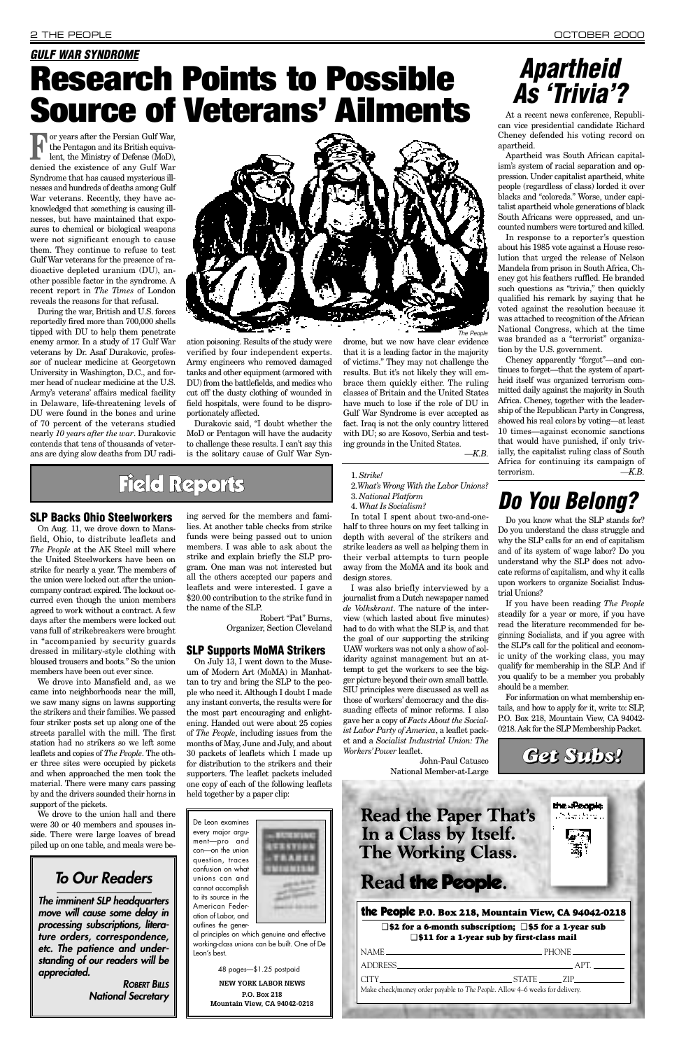*GULF WAR SYNDROME*

# Research Points to Possible Source of Veterans' Ailments

For years after the Persian Gulf War, the Pentagon and its British equivalent, the Ministry of Defense (MoD), denied the existence of any Gulf War Syndrome that has caused mysterious illnesses and hundreds of deaths among Gulf War veterans. Recently, they have acknowledged that something is causing illnesses, but have maintained that exposures to chemical or biological weapons were not significant enough to cause them. They continue to refuse to test Gulf War veterans for the presence of radioactive depleted uranium (DU), another possible factor in the syndrome. A recent report in *The Times* of London reveals the reasons for that refusal.

During the war, British and U.S. forces reportedly fired more than 700,000 shells tipped with DU to help them penetrate enemy armor. In a study of 17 Gulf War veterans by Dr. Asaf Durakovic, professor of nuclear medicine at Georgetown University in Washington, D.C., and former head of nuclear medicine at the U.S. Army's veterans' affairs medical facility in Delaware, life-threatening levels of DU were found in the bones and urine of 70 percent of the veterans studied nearly *10 years after the war*. Durakovic contends that tens of thousands of veterans are dying slow deaths from DU radiation poisoning. Results of the study were verified by four independent experts. Army engineers who removed damaged tanks and other equipment (armored with DU) from the battlefields, and medics who cut off the dusty clothing of wounded in field hospitals, were found to be disproportionately affected.

*The People*

Durakovic said, "I doubt whether the MoD or Pentagon will have the audacity to challenge these results. I can't say this is the solitary cause of Gulf War Syndrome, but we now have clear evidence that it is a leading factor in the majority of victims." They may not challenge the results. But it's not likely they will embrace them quickly either. The ruling classes of Britain and the United States have much to lose if the role of DU in Gulf War Syndrome is ever accepted as fact. Iraq is not the only country littered with DU; so are Kosovo, Serbia and testing grounds in the United States.

—*K.B.*

# Apartheid As 'Trivia'?

At a recent news conference, Republican vice presidential candidate Richard Cheney defended his voting record on apartheid.

Apartheid was South African capitalism's system of racial separation and oppression. Under capitalist apartheid, white people (regardless of class) lorded it over blacks and "coloreds." Worse, under capitalist apartheid whole generations of black South Africans were oppressed, and uncounted numbers were tortured and killed.

In response to a reporter's question about his 1985 vote against a House resolution that urged the release of Nelson Mandela from prison in South Africa, Cheney got his feathers ruffled. He branded such questions as "trivia," then quickly qualified his remark by saying that he voted against the resolution because it was attached to recognition of the African National Congress, which at the time was branded as a "terrorist" organization by the U.S. government.

Cheney apparently "forgot"—and continues to forget—that the system of apartheid itself was organized terrorism committed daily against the majority in South Africa. Cheney, together with the leadership of the Republican Party in Congress, showed his real colors by voting—at least 10 times—against economic sanctions that would have punished, if only trivially, the capitalist ruling class of South Africa for continuing its campaign of terrorism.

—*K.B.*

# Field Reports

## SLP Backs Ohio Steelworkers

On Aug. 11, we drove down to Mansfield, Ohio, to distribute leaflets and *The People* at the AK Steel mill where the United Steelworkers have been on strike for nearly a year. The members of the union were locked out after the union-company contract expired. The lockout occurred even though the union members agreed to work without a contract. A few days after the members were locked out vans full of strikebreakers were brought in "accompanied by security guards dressed in military-style clothing with bloused trousers and boots." So the union members have been out ever since.

We drove into Mansfield and, as we came into neighborhoods near the mill, we saw many signs on lawns supporting the strikers and their families. We passed four striker posts set up along one of the streets parallel with the mill. The first station had no strikers so we left some leaflets and copies of *The People*. The other three sites were occupied by pickets and when approached the men took the material. There were many cars passing by and the drivers sounded their horns in support of the pickets.

We drove to the union hall and there were 30 or 40 members and spouses inside. There were large loaves of bread piled up on one table, and meals were being served for the members and families. At another table checks from strike funds were being passed out to union members. I was able to ask about the strike and explain briefly the SLP program. One man was not interested but all the others accepted our papers and leaflets and were interested. I gave a $20.00 contribution to the strike fund in the name of the SLP.

Robert "Pat" Burns,
Organizer, Section Cleveland

## SLP Supports MoMA Strikers

On July 13, I went down to the Museum of Modern Art (MoMA) in Manhattan to try and bring the SLP to the people who need it. Although I doubt I made any instant converts, the results were for the most part encouraging and enlightening. Handed out were about 25 copies of *The People*, including issues from the months of May, June and July, and about 30 packets of leaflets which I made up for distribution to the strikers and their supporters. The leaflet packets included one copy of each of the following leaflets held together by a paper clip:

1. *Strike!*
2. *What's Wrong With the Labor Unions?*
3. *National Platform*
4. *What Is Socialism?*

In total I spent about two-and-one-half to three hours on my feet talking in depth with several of the strikers and strike leaders as well as helping them in their verbal attempts to turn people away from the MoMA and its book and design stores.

I was also briefly interviewed by a journalist from a Dutch newspaper named *de Volkskrant*. The nature of the interview (which lasted about five minutes) had to do with what the SLP is, and that the goal of our supporting the striking UAW workers was not only a show of solidarity against management but an attempt to get the workers to see the bigger picture beyond their own small battle. SIU principles were discussed as well as those of workers' democracy and the dissuading effects of minor reforms. I also gave her a copy of *Facts About the Socialist Labor Party of America*, a leaflet packet and a *Socialist Industrial Union: The Workers' Power* leaflet.

John-Paul Catusco
National Member-at-Large

## To Our Readers

***The imminent SLP headquarters move will cause some delay in processing subscriptions, literature orders, correspondence, etc. The patience and understanding of our readers will be appreciated.***

ROBERT BILLS
National Secretary

De Leon examines every major argument—pro and con—on the union question, traces confusion on what unions can and cannot accomplish to its source in the American Federation of Labor, and outlines the general principles on which genuine and effective working-class unions can be built. One of De Leon's best.

48 pages—$1.25 postpaid

**NEW YORK LABOR NEWS**
**P.O. Box 218**
**Mountain View, CA 94042-0218**

# Do You Belong?

Do you know what the SLP stands for? Do you understand the class struggle and why the SLP calls for an end of capitalism and of its system of wage labor? Do you understand why the SLP does not advocate reforms of capitalism, and why it calls upon workers to organize Socialist Industrial Unions?

If you have been reading *The People* steadily for a year or more, if you have read the literature recommended for beginning Socialists, and if you agree with the SLP's call for the political and economic unity of the working class, you may qualify for membership in the SLP. And if you qualify to be a member you probably should be a member.

For information on what membership entails, and how to apply for it, write to: SLP, P.O. Box 218, Mountain View, CA 94042-0218. Ask for the SLP Membership Packet.

## Get Subs!

**Read the Paper That's In a Class by Itself. The Working Class.**

**Read the People.**

**the People P.O. Box 218, Mountain View, CA 94042-0218**

☐ $2 for a 6-month subscription; ☐ $5 for a 1-year sub
☐ $11 for a 1-year sub by first-class mail

NAME ____________ PHONE ________

ADDRESS ____________ APT. ______

CITY ____________ STATE ______ ZIP ________

Make check/money order payable to *The People*. Allow 4–6 weeks for delivery.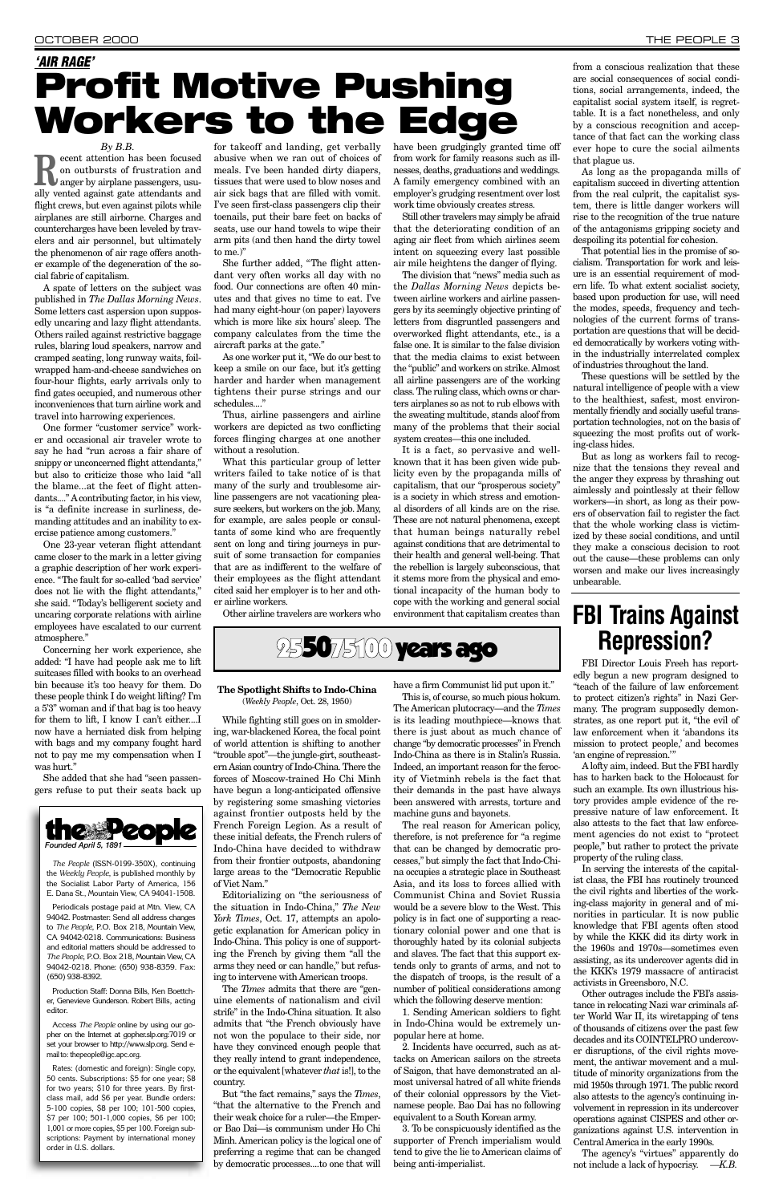*'AIR RAGE'*

# Profit Motive Pushing Workers to the Edge

*By B.B.*

Recent attention has been focused on outbursts of frustration and anger by airplane passengers, usually vented against gate attendants and flight crews, but even against pilots while airplanes are still airborne. Charges and countercharges have been leveled by travelers and air personnel, but ultimately the phenomenon of air rage offers another example of the degeneration of the social fabric of capitalism.

A spate of letters on the subject was published in *The Dallas Morning News*. Some letters cast aspersion upon supposedly uncaring and lazy flight attendants. Others railed against restrictive baggage rules, blaring loud speakers, narrow and cramped seating, long runway waits, foil-wrapped ham-and-cheese sandwiches on four-hour flights, early arrivals only to find gates occupied, and numerous other inconveniences that turn airline work and travel into harrowing experiences.

One former "customer service" worker and occasional air traveler wrote to say he had "run across a fair share of snippy or unconcerned flight attendants," but also to criticize those who laid "all the blame...at the feet of flight attendants...." A contributing factor, in his view, is "a definite increase in surliness, demanding attitudes and an inability to exercise patience among customers."

One 23-year veteran flight attendant came closer to the mark in a letter giving a graphic description of her work experience. "The fault for so-called 'bad service' does not lie with the flight attendants," she said. "Today's belligerent society and uncaring corporate relations with airline employees have escalated to our current atmosphere."

Concerning her work experience, she added: "I have had people ask me to lift suitcases filled with books to an overhead bin because it's too heavy for them. Do these people think I do weight lifting? I'm a 5'3" woman and if that bag is too heavy for them to lift, I know I can't either....I now have a herniated disk from helping with bags and my company fought hard not to pay me my compensation when I was hurt."

She added that she had "seen passengers refuse to put their seats back up for takeoff and landing, get verbally abusive when we ran out of choices of meals. I've been handed dirty diapers, tissues that were used to blow noses and air sick bags that are filled with vomit. I've seen first-class passengers clip their toenails, put their bare feet on backs of seats, use our hand towels to wipe their arm pits (and then hand the dirty towel to me.)"

She further added, "The flight attendant very often works all day with no food. Our connections are often 40 minutes and that gives no time to eat. I've had many eight-hour (on paper) layovers which is more like six hours' sleep. The company calculates from the time the aircraft parks at the gate."

As one worker put it, "We do our best to keep a smile on our face, but it's getting harder and harder when management tightens their purse strings and our schedules...."

Thus, airline passengers and airline workers are depicted as two conflicting forces flinging charges at one another without a resolution.

What this particular group of letter writers failed to take notice of is that many of the surly and troublesome airline passengers are not vacationing pleasure seekers, but workers on the job. Many, for example, are sales people or consultants of some kind who are frequently sent on long and tiring journeys in pursuit of some transaction for companies that are as indifferent to the welfare of their employees as the flight attendant cited said her employer is to her and other airline workers.

Other airline travelers are workers who have been grudgingly granted time off from work for family reasons such as illnesses, deaths, graduations and weddings. A family emergency combined with an employer's grudging resentment over lost work time obviously creates stress.

Still other travelers may simply be afraid that the deteriorating condition of an aging air fleet from which airlines seem intent on squeezing every last possible air mile heightens the danger of flying.

The division that "news" media such as the *Dallas Morning News* depicts between airline workers and airline passengers by its seemingly objective printing of letters from disgruntled passengers and overworked flight attendants, etc., is a false one. It is similar to the false division that the media claims to exist between the "public" and workers on strike. Almost all airline passengers are of the working class. The ruling class, which owns or charters airplanes so as not to rub elbows with the sweating multitude, stands aloof from many of the problems that their social system creates—this one included.

It is a fact, so pervasive and well-known that it has been given wide publicity even by the propaganda mills of capitalism, that our "prosperous society" is a society in which stress and emotional disorders of all kinds are on the rise. These are not natural phenomena, except that human beings naturally rebel against conditions that are detrimental to their health and general well-being. That the rebellion is largely subconscious, that it stems more from the physical and emotional incapacity of the human body to cope with the working and general social environment that capitalism creates than from a conscious realization that these are social consequences of social conditions, social arrangements, indeed, the capitalist social system itself, is regrettable. It is a fact nonetheless, and only by a conscious recognition and acceptance of that fact can the working class ever hope to cure the social ailments that plague us.

As long as the propaganda mills of capitalism succeed in diverting attention from the real culprit, the capitalist system, there is little danger workers will rise to the recognition of the true nature of the antagonisms gripping society and despoiling its potential for cohesion.

That potential lies in the promise of socialism. Transportation for work and leisure is an essential requirement of modern life. To what extent socialist society, based upon production for use, will need the modes, speeds, frequency and technologies of the current forms of transportation are questions that will be decided democratically by workers voting within the industrially interrelated complex of industries throughout the land.

These questions will be settled by the natural intelligence of people with a view to the healthiest, safest, most environmentally friendly and socially useful transportation technologies, not on the basis of squeezing the most profits out of working-class hides.

But as long as workers fail to recognize that the tensions they reveal and the anger they express by thrashing out aimlessly and pointlessly at their fellow workers—in short, as long as their powers of observation fail to register the fact that the whole working class is victimized by these social conditions, and until they make a conscious decision to root out the cause—these problems can only worsen and make our lives increasingly unbearable.

## 25 50 75 100 years ago

### The Spotlight Shifts to Indo-China

(*Weekly People*, Oct. 28, 1950)

While fighting still goes on in smoldering, war-blackened Korea, the focal point of world attention is shifting to another "trouble spot"—the jungle-girt, southeastern Asian country of Indo-China. There the forces of Moscow-trained Ho Chi Minh have begun a long-anticipated offensive by registering some smashing victories against frontier outposts held by the French Foreign Legion. As a result of these initial defeats, the French rulers of Indo-China have decided to withdraw from their frontier outposts, abandoning large areas to the "Democratic Republic of Viet Nam."

Editorializing on "the seriousness of the situation in Indo-China," *The New York Times*, Oct. 17, attempts an apologetic explanation for American policy in Indo-China. This policy is one of supporting the French by giving them "all the arms they need or can handle," but refusing to intervene with American troops.

The *Times* admits that there are "genuine elements of nationalism and civil strife" in the Indo-China situation. It also admits that "the French obviously have not won the populace to their side, nor have they convinced enough people that they really intend to grant independence, or the equivalent [whatever *that* is!], to the country.

But "the fact remains," says the *Times*, "that the alternative to the French and their weak choice for a ruler—the Emperor Bao Dai—is communism under Ho Chi Minh. American policy is the logical one of preferring a regime that can be changed by democratic processes....to one that will have a firm Communist lid put upon it."

This is, of course, so much pious hokum. The American plutocracy—and the *Times* is its leading mouthpiece—knows that there is just about as much chance of change "by democratic processes" in French Indo-China as there is in Stalin's Russia. Indeed, an important reason for the ferocity of Vietminh rebels is the fact that their demands in the past have always been answered with arrests, torture and machine guns and bayonets.

The real reason for American policy, therefore, is not preference for "a regime that can be changed by democratic processes," but simply the fact that Indo-China occupies a strategic place in Southeast Asia, and its loss to forces allied with Communist China and Soviet Russia would be a severe blow to the West. This policy is in fact one of supporting a reactionary colonial power and one that is thoroughly hated by its colonial subjects and slaves. The fact that this support extends only to grants of arms, and not to the dispatch of troops, is the result of a number of political considerations among which the following deserve mention:

1. Sending American soldiers to fight in Indo-China would be extremely unpopular here at home.

2. Incidents have occurred, such as attacks on American sailors on the streets of Saigon, that have demonstrated an almost universal hatred of all white friends of their colonial oppressors by the Vietnamese people. Bao Dai has no following equivalent to a South Korean army.

3. To be conspicuously identified as the supporter of French imperialism would tend to give the lie to American claims of being anti-imperialist.

## FBI Trains Against Repression?

FBI Director Louis Freeh has reportedly begun a new program designed to "teach of the failure of law enforcement to protect citizen's rights" in Nazi Germany. The program supposedly demonstrates, as one report put it, "the evil of law enforcement when it 'abandons its mission to protect people,' and becomes 'an engine of repression.'"

A lofty aim, indeed. But the FBI hardly has to harken back to the Holocaust for such an example. Its own illustrious history provides ample evidence of the repressive nature of law enforcement. It also attests to the fact that law enforcement agencies do not exist to "protect people," but rather to protect the private property of the ruling class.

In serving the interests of the capitalist class, the FBI has routinely trounced the civil rights and liberties of the working-class majority in general and of minorities in particular. It is now public knowledge that FBI agents often stood by while the KKK did its dirty work in the 1960s and 1970s—sometimes even assisting, as its undercover agents did in the KKK's 1979 massacre of antiracist activists in Greensboro, N.C.

Other outrages include the FBI's assistance in relocating Nazi war criminals after World War II, its wiretapping of tens of thousands of citizens over the past few decades and its COINTELPRO undercover disruptions, of the civil rights movement, the antiwar movement and a multitude of minority organizations from the mid 1950s through 1971. The public record also attests to the agency's continuing involvement in repression in its undercover operations against CISPES and other organizations against U.S. intervention in Central America in the early 1990s.

The agency's "virtues" apparently do not include a lack of hypocrisy. —*K.B.*

---

**the People**
*Founded April 5, 1891*

*The People* (ISSN-0199-350X), continuing the *Weekly People*, is published monthly by the Socialist Labor Party of America, 156 E. Dana St., Mountain View, CA 94041-1508.

Periodicals postage paid at Mtn. View, CA 94042. Postmaster: Send all address changes to *The People*, P.O. Box 218, Mountain View, CA 94042-0218. Communications: Business and editorial matters should be addressed to *The People*, P.O. Box 218, Mountain View, CA 94042-0218. Phone: (650) 938-8359. Fax: (650) 938-8392.

Production Staff: Donna Bills, Ken Boettcher, Genevieve Gunderson. Robert Bills, acting editor.

Access *The People* online by using our gopher on the Internet at gopher.slp.org:7019 or set your browser to http://www.slp.org. Send e-mail to: thepeople@igc.apc.org.

Rates: (domestic and foreign): Single copy, 50 cents. Subscriptions: $5 for one year; $8 for two years; $10 for three years. By first-class mail, add $6 per year. Bundle orders: 5-100 copies, $8 per 100; 101-500 copies, $7 per 100; 501-1,000 copies, $6 per 100; 1,001 or more copies, $5 per 100. Foreign subscriptions: Payment by international money order in U.S. dollars.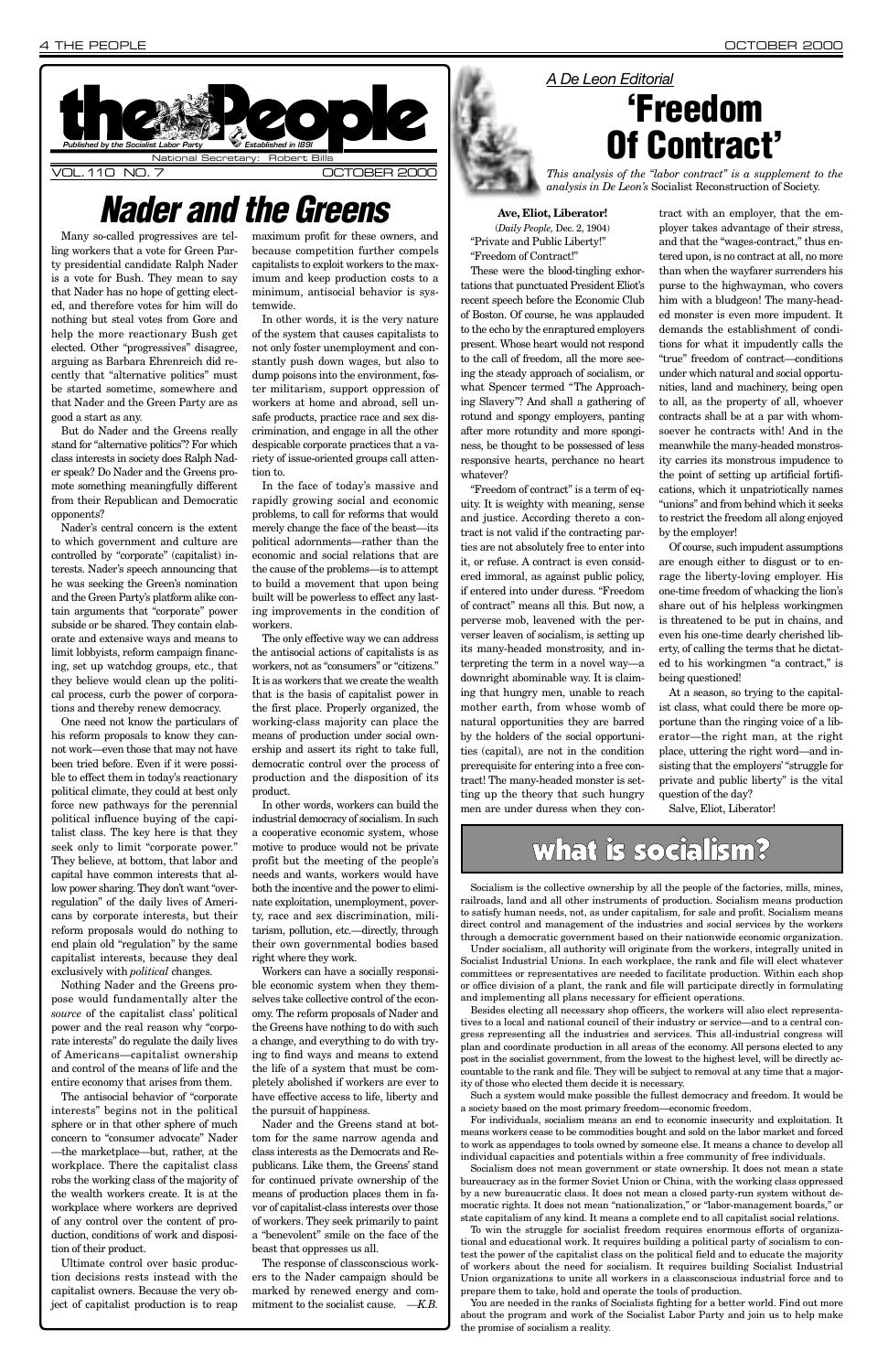# the People

*Published by the Socialist Labor Party* — *Established in 1891*

National Secretary: Robert Bills

VOL. 110 NO. 7 — OCTOBER 2000

# Nader and the Greens

Many so-called progressives are telling workers that a vote for Green Party presidential candidate Ralph Nader is a vote for Bush. They mean to say that Nader has no hope of getting elected, and therefore votes for him will do nothing but steal votes from Gore and help the more reactionary Bush get elected. Other "progressives" disagree, arguing as Barbara Ehrenreich did recently that "alternative politics" must be started sometime, somewhere and that Nader and the Green Party are as good a start as any.

But do Nader and the Greens really stand for "alternative politics"? For which class interests in society does Ralph Nader speak? Do Nader and the Greens promote something meaningfully different from their Republican and Democratic opponents?

Nader's central concern is the extent to which government and culture are controlled by "corporate" (capitalist) interests. Nader's speech announcing that he was seeking the Green's nomination and the Green Party's platform alike contain arguments that "corporate" power subside or be shared. They contain elaborate and extensive ways and means to limit lobbyists, reform campaign financing, set up watchdog groups, etc., that they believe would clean up the political process, curb the power of corporations and thereby renew democracy.

One need not know the particulars of his reform proposals to know they cannot work—even those that may not have been tried before. Even if it were possible to effect them in today's reactionary political climate, they could at best only force new pathways for the perennial political influence buying of the capitalist class. The key here is that they seek only to limit "corporate power." They believe, at bottom, that labor and capital have common interests that allow power sharing. They don't want "overregulation" of the daily lives of Americans by corporate interests, but their reform proposals would do nothing to end plain old "regulation" by the same capitalist interests, because they deal exclusively with *political* changes.

Nothing Nader and the Greens propose would fundamentally alter the *source* of the capitalist class' political power and the real reason why "corporate interests" do regulate the daily lives of Americans—capitalist ownership and control of the means of life and the entire economy that arises from them.

The antisocial behavior of "corporate interests" begins not in the political sphere or in that other sphere of much concern to "consumer advocate" Nader—the marketplace—but, rather, at the workplace. There the capitalist class robs the working class of the majority of the wealth workers create. It is at the workplace where workers are deprived of any control over the content of production, conditions of work and disposition of their product.

Ultimate control over basic production decisions rests instead with the capitalist owners. Because the very object of capitalist production is to reap maximum profit for these owners, and because competition further compels capitalists to exploit workers to the maximum and keep production costs to a minimum, antisocial behavior is systemwide.

In other words, it is the very nature of the system that causes capitalists to not only foster unemployment and constantly push down wages, but also to dump poisons into the environment, foster militarism, support oppression of workers at home and abroad, sell unsafe products, practice race and sex discrimination, and engage in all the other despicable corporate practices that a variety of issue-oriented groups call attention to.

In the face of today's massive and rapidly growing social and economic problems, to call for reforms that would merely change the face of the beast—its political adornments—rather than the economic and social relations that are the cause of the problems—is to attempt to build a movement that upon being built will be powerless to effect any lasting improvements in the condition of workers.

The only effective way we can address the antisocial actions of capitalists is as workers, not as "consumers" or "citizens." It is as workers that we create the wealth that is the basis of capitalist power in the first place. Properly organized, the working-class majority can place the means of production under social ownership and assert its right to take full, democratic control over the process of production and the disposition of its product.

In other words, workers can build the industrial democracy of socialism. In such a cooperative economic system, whose motive to produce would not be private profit but the meeting of the people's needs and wants, workers would have both the incentive and the power to eliminate exploitation, unemployment, poverty, race and sex discrimination, militarism, pollution, etc.—directly, through their own governmental bodies based right where they work.

Workers can have a socially responsible economic system when they themselves take collective control of the economy. The reform proposals of Nader and the Greens have nothing to do with such a change, and everything to do with trying to find ways and means to extend the life of a system that must be completely abolished if workers are ever to have effective access to life, liberty and the pursuit of happiness.

Nader and the Greens stand at bottom for the same narrow agenda and class interests as the Democrats and Republicans. Like them, the Greens' stand for continued private ownership of the means of production places them in favor of capitalist-class interests over those of workers. They seek primarily to paint a "benevolent" smile on the face of the beast that oppresses us all.

The response of classconscious workers to the Nader campaign should be marked by renewed energy and commitment to the socialist cause. —*K.B.*

*A De Leon Editorial*

# 'Freedom Of Contract'

*This analysis of the "labor contract" is a supplement to the analysis in De Leon's* Socialist Reconstruction of Society.

**Ave, Eliot, Liberator!**

(*Daily People,* Dec. 2, 1904)

"Private and Public Liberty!"

"Freedom of Contract!"

These were the blood-tingling exhortations that punctuated President Eliot's recent speech before the Economic Club of Boston. Of course, he was applauded to the echo by the enraptured employers present. Whose heart would not respond to the call of freedom, all the more seeing the steady approach of socialism, or what Spencer termed "The Approaching Slavery"? And shall a gathering of rotund and spongy employers, panting after more rotundity and more sponginess, be thought to be possessed of less responsive hearts, perchance no heart whatever?

"Freedom of contract" is a term of equity. It is weighty with meaning, sense and justice. According thereto a contract is not valid if the contracting parties are not absolutely free to enter into it, or refuse. A contract is even considered immoral, as against public policy, if entered into under duress. "Freedom of contract" means all this. But now, a perverse mob, leavened with the perverser leaven of socialism, is setting up its many-headed monstrosity, and interpreting the term in a novel way—a downright abominable way. It is claiming that hungry men, unable to reach mother earth, from whose womb of natural opportunities they are barred by the holders of the social opportunities (capital), are not in the condition prerequisite for entering into a free contract! The many-headed monster is setting up the theory that such hungry men are under duress when they contract with an employer, that the employer takes advantage of their stress, and that the "wages-contract," thus entered upon, is no contract at all, no more than when the wayfarer surrenders his purse to the highwayman, who covers him with a bludgeon! The many-headed monster is even more impudent. It demands the establishment of conditions for what it impudently calls the "true" freedom of contract—conditions under which natural and social opportunities, land and machinery, being open to all, as the property of all, whoever contracts shall be at a par with whomsoever he contracts with! And in the meanwhile the many-headed monstrosity carries its monstrous impudence to the point of setting up artificial fortifications, which it unpatriotically names "unions" and from behind which it seeks to restrict the freedom all along enjoyed by the employer!

Of course, such impudent assumptions are enough either to disgust or to enrage the liberty-loving employer. His one-time freedom of whacking the lion's share out of his helpless workingmen is threatened to be put in chains, and even his one-time dearly cherished liberty, of calling the terms that he dictated to his workingmen "a contract," is being questioned!

At a season, so trying to the capitalist class, what could there be more opportune than the ringing voice of a liberator—the right man, at the right place, uttering the right word—and insisting that the employers' "struggle for private and public liberty" is the vital question of the day?

Salve, Eliot, Liberator!

# what is socialism?

Socialism is the collective ownership by all the people of the factories, mills, mines, railroads, land and all other instruments of production. Socialism means production to satisfy human needs, not, as under capitalism, for sale and profit. Socialism means direct control and management of the industries and social services by the workers through a democratic government based on their nationwide economic organization.

Under socialism, all authority will originate from the workers, integrally united in Socialist Industrial Unions. In each workplace, the rank and file will elect whatever committees or representatives are needed to facilitate production. Within each shop or office division of a plant, the rank and file will participate directly in formulating and implementing all plans necessary for efficient operations.

Besides electing all necessary shop officers, the workers will also elect representatives to a local and national council of their industry or service—and to a central congress representing all the industries and services. This all-industrial congress will plan and coordinate production in all areas of the economy. All persons elected to any post in the socialist government, from the lowest to the highest level, will be directly accountable to the rank and file. They will be subject to removal at any time that a majority of those who elected them decide it is necessary.

Such a system would make possible the fullest democracy and freedom. It would be a society based on the most primary freedom—economic freedom.

For individuals, socialism means an end to economic insecurity and exploitation. It means workers cease to be commodities bought and sold on the labor market and forced to work as appendages to tools owned by someone else. It means a chance to develop all individual capacities and potentials within a free community of free individuals.

Socialism does not mean government or state ownership. It does not mean a state bureaucracy as in the former Soviet Union or China, with the working class oppressed by a new bureaucratic class. It does not mean a closed party-run system without democratic rights. It does not mean "nationalization," or "labor-management boards," or state capitalism of any kind. It means a complete end to all capitalist social relations.

To win the struggle for socialist freedom requires enormous efforts of organizational and educational work. It requires building a political party of socialism to contest the power of the capitalist class on the political field and to educate the majority of workers about the need for socialism. It requires building Socialist Industrial Union organizations to unite all workers in a classconscious industrial force and to prepare them to take, hold and operate the tools of production.

You are needed in the ranks of Socialists fighting for a better world. Find out more about the program and work of the Socialist Labor Party and join us to help make the promise of socialism a reality.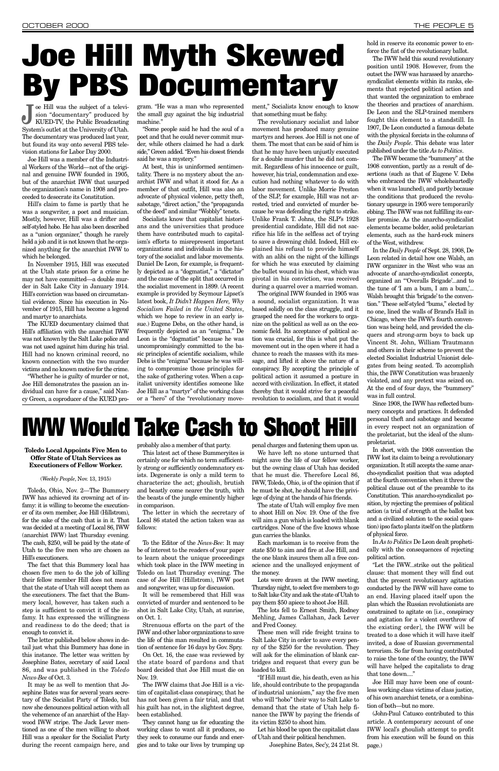# Joe Hill Myth Skewed By PBS Documentary

Joe Hill was the subject of a television "documentary" produced by KUED-TV, the Public Broadcasting System's outlet at the University of Utah. The documentary was produced last year, but found its way onto several PBS television stations for Labor Day 2000.

Joe Hill was a member of the Industrial Workers of the World—not of the original and genuine IWW founded in 1905, but of the anarchist IWW that usurped the organization's name in 1908 and proceeded to desecrate its Constitution.

Hill's claim to fame is partly that he was a songwriter, a poet and musician. Mostly, however, Hill was a drifter and self-styled hobo. He has also been described as a "union organizer," though he rarely held a job and it is not known that he organized anything for the anarchist IWW to which he belonged.

In November 1915, Hill was executed at the Utah state prison for a crime he may not have committed—a double murder in Salt Lake City in January 1914. Hill's conviction was based on circumstantial evidence. Since his execution in November of 1915, Hill has become a legend and martyr to anarchists.

The KUED documentary claimed that Hill's affiliation with the anarchist IWW was not known by the Salt Lake police and was not used against him during his trial. Hill had no known criminal record, no known connection with the two murder victims and no known motive for the crime.

"Whether he is guilty of murder or not, Joe Hill demonstrates the passion an individual can have for a cause," said Nancy Green, a coproducer of the KUED program. "He was a man who represented the small guy against the big industrial machine."

"Some people said he had the soul of a poet and that he could never commit murder, while others claimed he had a dark side," Green added. "Even his closest friends said he was a mystery."

At best, this is uninformed sentimentality. There is no mystery about the anarchist IWW and what it stood for. As a member of that outfit, Hill was also an advocate of physical violence, petty theft, sabotage, "direct action," the "propaganda of the deed" and similar "Wobbly" tenets.

Socialists know that capitalist historians and the universities that produce them have contributed much to capitalism's efforts to misrepresent important organizations and individuals in the history of the socialist and labor movements. Daniel De Leon, for example, is frequently depicted as a "dogmatist," a "dictator" and the cause of the split that occurred in the socialist movement in 1899. (A recent example is provided by Seymour Lipset's latest book, *It Didn't Happen Here, Why Socialism Failed in the United States*, which we hope to review in an early issue.) Eugene Debs, on the other hand, is frequently depicted as an "enigma." De Leon is the "dogmatist" because he was uncompromisingly committed to the basic principles of scientific socialism, while Debs is the "enigma" because he was willing to compromise those principles for the sake of gathering votes. When a capitalist university identifies someone like Joe Hill as a "martyr" of the working class or a "hero" of the "revolutionary movement," Socialists know enough to know that something must be fishy.

The revolutionary socialist and labor movement has produced many genuine martyrs and heroes. Joe Hill is not one of them. The most that can be said of him is that he may have been unjustly executed for a double murder that he did not commit. Regardless of his innocence or guilt, however, his trial, condemnation and execution had nothing whatever to do with labor movement. Unlike Morrie Preston of the SLP, for example, Hill was not arrested, tried and convicted of murder because he was defending the right to strike. Unlike Frank T. Johns, the SLP's 1928 presidential candidate, Hill did not sacrifice his life in the selfless act of trying to save a drowning child. Indeed, Hill explained his refusal to provide himself with an alibi on the night of the killings for which he was executed by claiming the bullet wound in his chest, which was pivotal in his conviction, was received during a quarrel over a married woman.

The original IWW founded in 1905 was a sound, socialist organization. It was based solidly on the class struggle, and it grasped the need for the workers to organize on the political as well as on the economic field. Its acceptance of political action was crucial, for this is what put the movement out in the open where it had a chance to reach the masses with its message, and lifted it above the nature of a conspiracy. By accepting the principle of political action it assumed a posture in accord with civilization. In effect, it stated thereby that it would strive for a peaceful revolution to socialism, and that it would hold in reserve its economic power to enforce the fiat of the revolutionary ballot.

The IWW held this sound revolutionary position until 1908. However, from the outset the IWW was harassed by anarcho-syndicalist elements within its ranks, elements that rejected political action and that wanted the organization to embrace the theories and practices of anarchism. De Leon and the SLP-trained members fought this element to a standstill. In 1907, De Leon conducted a famous debate with the physical forcists in the columns of the *Daily People*. This debate was later published under the title *As to Politics*.

The IWW became the "bummery" at the 1908 convention, partly as a result of desertions (such as that of Eugene V. Debs who embraced the IWW wholeheartedly when it was launched), and partly because the conditions that produced the revolutionary upsurge in 1905 were temporarily ebbing. The IWW was not fulfilling its earlier promise. As the anarcho-syndicalist elements became bolder, solid proletarian elements, such as the hard-rock miners of the West, withdrew.

In the *Daily People* of Sept. 28, 1908, De Leon related in detail how one Walsh, an IWW organizer in the West who was an advocate of anarcho-syndicalist concepts, organized an "'Overalls Brigade'...and to the tune of 'I am a bum, I am a bum,'... Walsh brought this 'brigade' to the convention." These self-styled "bums," elected by no one, lined the walls of Brand's Hall in Chicago, where the IWW's fourth convention was being held, and provided the claquers and strong-arm boys to back up Vincent St. John, William Trautmann and others in their scheme to prevent the elected Socialist Industrial Unionist delegates from being seated. To accomplish this, the IWW Constitution was brazenly violated, and any pretext was seized on. At the end of four days, the "bummery" was in full control.

Since 1908, the IWW has reflected bummery concepts and practices. It defended personal theft and sabotage and became in every respect not an organization of the proletariat, but the ideal of the slum-proletariat.

In short, with the 1908 convention the IWW lost its claim to being a revolutionary organization. It still accepts the same anarcho-syndicalist position that was adopted at the fourth convention when it threw the political clause out of the preamble to its Constitution. This anarcho-syndicalist position, by rejecting the premises of political action (a trial of strength at the ballot box and a civilized solution to the social question) ipso facto plants itself on the platform of physical force.

In *As to Politics* De Leon dealt prophetically with the consequences of rejecting political action.

"Let the IWW...strike out the political clause: that moment they will find out that the present revolutionary agitation conducted by the IWW will have come to an end. Having placed itself upon the plan which the Russian revolutionists are constrained to agitate on [i.e., conspiracy and agitation for a violent overthrow of the existing order], the IWW will be treated to a dose which it will have itself invited, a dose of Russian governmental terrorism. So far from having contributed to raise the tone of the country, the IWW will have helped the capitalists to drag that tone down...."

Joe Hill may have been one of countless working-class victims of class justice, of his own anarchist tenets, or a combination of both—but no more.

(John-Paul Catusco contributed to this article. A contemporary account of one IWW local's ghoulish attempt to profit from his execution will be found on this page.)

# IWW Would Take Cash to Shoot Hill

**Toledo Local Appoints Five Men to Offer State of Utah Services as Executioners of Fellow Worker.**

(*Weekly People*, Nov. 13, 1915)

Toledo, Ohio, Nov. 2—The Bummery IWW has achieved its crowning act of infamy: it is willing to become the executioner of its own member, Joe Hill (Hillstrom), for the sake of the cash that is in it. That was decided at a meeting of Local 86, IWW (anarchist IWW) last Thursday evening. The cash, $250, will be paid by the state of Utah to the five men who are chosen as Hill's executioners.

The fact that this Bummery local has chosen five men to do the job of killing their fellow member Hill does not mean that the state of Utah will accept them as the executioners. The fact that the Bummery local, however, has taken such a step is sufficient to convict it of the infamy. It has expressed the willingness and readiness to do the deed; that is enough to convict it.

The letter published below shows in detail just what this Bummery has done in this instance. The letter was written by Josephine Bates, secretary of said Local 86, and was published in the *Toledo News-Bee* of Oct. 3.

It may be as well to mention that Josephine Bates was for several years secretary of the Socialist Party of Toledo, but now she denounces political action with all the vehemence of an anarchist of the Haywood IWW stripe. The Jack Lever mentioned as one of the men willing to shoot Hill was a speaker for the Socialist Party during the recent campaign here, and probably also a member of that party.

This latest act of these Bummeryites is certainly one for which no term sufficiently strong or sufficiently condemnatory exists. Degenerate is only a mild term to characterize the act; ghoulish, brutish and beastly come nearer the truth, with the beasts of the jungle eminently higher in comparison.

The letter in which the secretary of Local 86 stated the action taken was as follows:

To the Editor of the *News-Bee*: It may be of interest to the readers of your paper to learn about the unique proceedings which took place in the IWW meeting in Toledo on last Thursday evening. The case of Joe Hill (Hillstrom), IWW poet and songwriter, was up for discussion.

It will be remembered that Hill was convicted of murder and sentenced to be shot in Salt Lake City, Utah, at sunrise, on Oct. 1.

Strenuous efforts on the part of the IWW and other labor organizations to save the life of this man resulted in commutation of sentence for 16 days by Gov. Spry.

On Oct. 16, the case was reviewed by the state board of pardons and that board decided that Joe Hill must die on Nov. 19.

The IWW claims that Joe Hill is a victim of capitalist-class conspiracy, that he has not been given a fair trial, and that his guilt has not, in the slightest degree, been established.

They cannot hang us for educating the working class to want all it produces, so they seek to consume our funds and energies and to take our lives by trumping up penal charges and fastening them upon us.

We have left no stone unturned that might save the life of our fellow worker, but the owning class of Utah has decided that he must die. Therefore Local 86, IWW, Toledo, Ohio, is of the opinion that if he must be shot, he should have the privilege of dying at the hands of his friends.

The state of Utah will employ five men to shoot Hill on Nov. 19. One of the five will aim a gun which is loaded with blank cartridges. None of the five knows whose gun carries the blanks.

Each marksman is to receive from the state $50 to aim and fire at Joe Hill, and the one blank insures them all a free conscience and the unalloyed enjoyment of the money.

Lots were drawn at the IWW meeting, Thursday night, to select five members to go to Salt Lake City and ask the state of Utah to pay them $50 apiece to shoot Joe Hill.

The lots fell to Ernest Smith, Rodney Mehling, James Callahan, Jack Lever and Fred Cooney.

These men will ride freight trains to Salt Lake City in order to save every penny of the $250 for the revolution. They will ask for the elimination of blank cartridges and request that every gun be loaded to kill.

"If Hill must die, his death, even as his life, should contribute to the propaganda of industrial unionism," say the five men who will "hobo" their way to Salt Lake to demand that the state of Utah help finance the IWW by paying the friends of its victim $250 to shoot him.

Let his blood be upon the capitalist class of Utah and their political henchmen.

Josephine Bates, Sec'y, 24 21st St.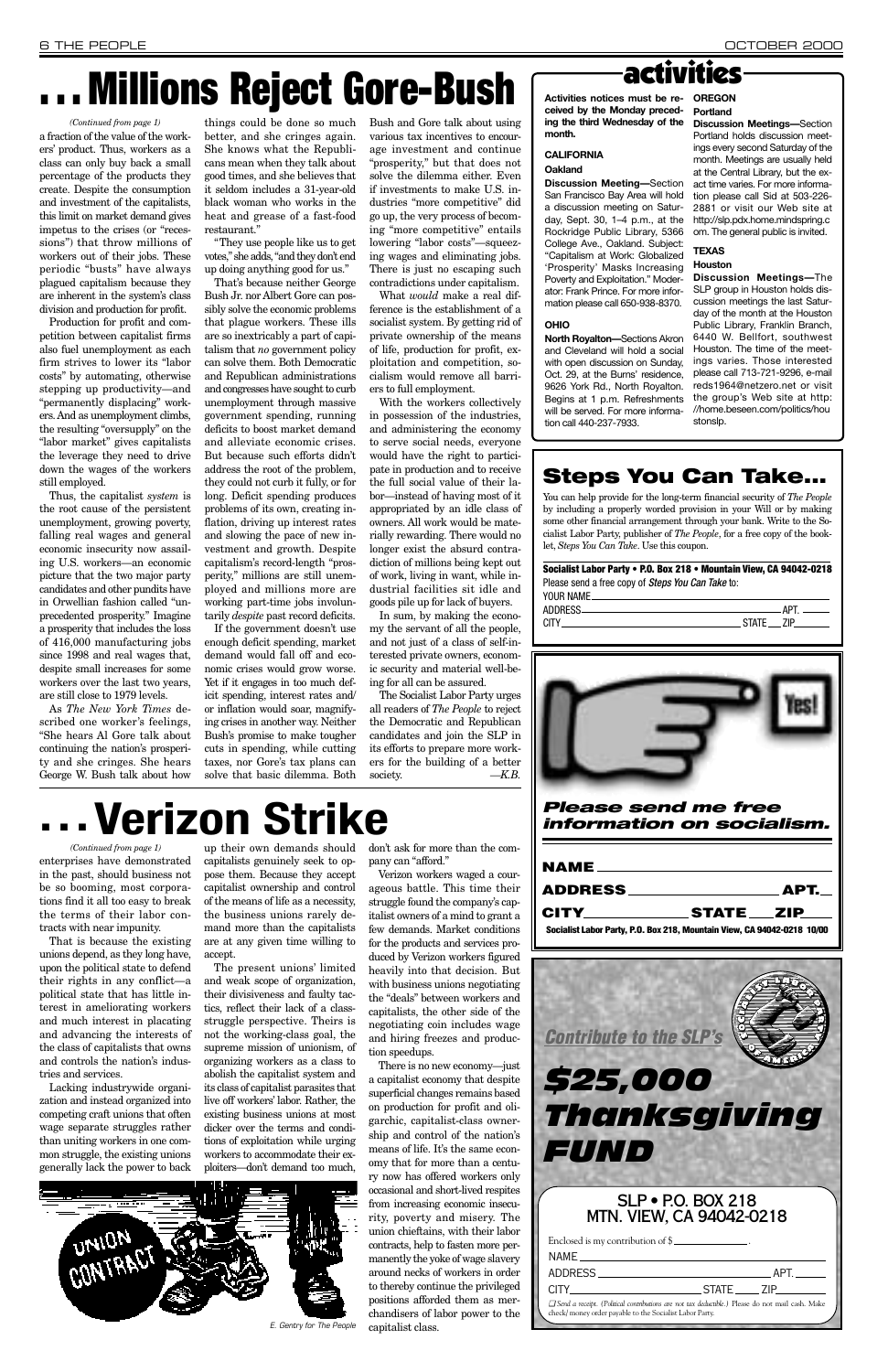# . . . Millions Reject Gore-Bush

*(Continued from page 1)*

a fraction of the value of the workers' product. Thus, workers as a class can only buy back a small percentage of the products they create. Despite the consumption and investment of the capitalists, this limit on market demand gives impetus to the crises (or "recessions") that throw millions of workers out of their jobs. These periodic "busts" have always plagued capitalism because they are inherent in the system's class division and production for profit.

Production for profit and competition between capitalist firms also fuel unemployment as each firm strives to lower its "labor costs" by automating, otherwise stepping up productivity—and "permanently displacing" workers. And as unemployment climbs, the resulting "oversupply" on the "labor market" gives capitalists the leverage they need to drive down the wages of the workers still employed.

Thus, the capitalist *system* is the root cause of the persistent unemployment, growing poverty, falling real wages and general economic insecurity now assailing U.S. workers—an economic picture that the two major party candidates and other pundits have in Orwellian fashion called "unprecedented prosperity." Imagine a prosperity that includes the loss of 416,000 manufacturing jobs since 1998 and real wages that, despite small increases for some workers over the last two years, are still close to 1979 levels.

As *The New York Times* described one worker's feelings, "She hears Al Gore talk about continuing the nation's prosperity and she cringes. She hears George W. Bush talk about how things could be done so much better, and she cringes again. She knows what the Republicans mean when they talk about good times, and she believes that it seldom includes a 31-year-old black woman who works in the heat and grease of a fast-food restaurant."

"They use people like us to get votes," she adds, "and they don't end up doing anything good for us."

That's because neither George Bush Jr. nor Albert Gore can possibly solve the economic problems that plague workers. These ills are so inextricably a part of capitalism that *no* government policy can solve them. Both Democratic and Republican administrations and congresses have sought to curb unemployment through massive government spending, running deficits to boost market demand and alleviate economic crises. But because such efforts didn't address the root of the problem, they could not curb it fully, or for long. Deficit spending produces problems of its own, creating inflation, driving up interest rates and slowing the pace of new investment and growth. Despite capitalism's record-length "prosperity," millions are still unemployed and millions more are working part-time jobs involuntarily *despite* past record deficits.

If the government doesn't use enough deficit spending, market demand would fall off and economic crises would grow worse. Yet if it engages in too much deficit spending, interest rates and/or inflation would soar, magnifying crises in another way. Neither Bush's promise to make tougher cuts in spending, while cutting taxes, nor Gore's tax plans can solve that basic dilemma. Both Bush and Gore talk about using various tax incentives to encourage investment and continue "prosperity," but that does not solve the dilemma either. Even if investments to make U.S. industries "more competitive" did go up, the very process of becoming "more competitive" entails lowering "labor costs"—squeezing wages and eliminating jobs. There is just no escaping such contradictions under capitalism.

What *would* make a real difference is the establishment of a socialist system. By getting rid of private ownership of the means of life, production for profit, exploitation and competition, socialism would remove all barriers to full employment.

With the workers collectively in possession of the industries, and administering the economy to serve social needs, everyone would have the right to participate in production and to receive the full social value of their labor—instead of having most of it appropriated by an idle class of owners. All work would be materially rewarding. There would no longer exist the absurd contradiction of millions being kept out of work, living in want, while industrial facilities sit idle and goods pile up for lack of buyers.

In sum, by making the economy the servant of all the people, and not just of a class of self-interested private owners, economic security and material well-being for all can be assured.

The Socialist Labor Party urges all readers of *The People* to reject the Democratic and Republican candidates and join the SLP in its efforts to prepare more workers for the building of a better society. —*K.B.*

# . . . Verizon Strike

*(Continued from page 1)*

enterprises have demonstrated in the past, should business not be so booming, most corporations find it all too easy to break the terms of their labor contracts with near impunity.

That is because the existing unions depend, as they long have, upon the political state to defend their rights in any conflict—a political state that has little interest in ameliorating workers and much interest in placating and advancing the interests of the class of capitalists that owns and controls the nation's industries and services.

Lacking industrywide organization and instead organized into competing craft unions that often wage separate struggles rather than uniting workers in one common struggle, the existing unions generally lack the power to back up their own demands should capitalists genuinely seek to oppose them. Because they accept capitalist ownership and control of the means of life as a necessity, the business unions rarely demand more than the capitalists are at any given time willing to accept.

The present unions' limited and weak scope of organization, their divisiveness and faulty tactics, reflect their lack of a class-struggle perspective. Theirs is not the working-class goal, the supreme mission of unionism, of organizing workers as a class to abolish the capitalist system and its class of capitalist parasites that live off workers' labor. Rather, the existing business unions at most dicker over the terms and conditions of exploitation while urging workers to accommodate their exploiters—don't demand too much, don't ask for more than the company can "afford."

Verizon workers waged a courageous battle. This time their struggle found the company's capitalist owners of a mind to grant a few demands. Market conditions for the products and services produced by Verizon workers figured heavily into that decision. But with business unions negotiating the "deals" between workers and capitalists, the other side of the negotiating coin includes wage and hiring freezes and production speedups.

There is no new economy—just a capitalist economy that despite superficial changes remains based on production for profit and oligarchic, capitalist-class ownership and control of the nation's means of life. It's the same economy that for more than a century now has offered workers only occasional and short-lived respites from increasing economic insecurity, poverty and misery. The union chieftains, with their labor contracts, help to fasten more permanently the yoke of wage slavery around necks of workers in order to thereby continue the privileged positions afforded them as merchandisers of labor power to the capitalist class.

UNION CONTRACT

*E. Gentry for The People*

## activities

**Activities notices must be received by the Monday preceding the third Wednesday of the month.**

### CALIFORNIA

**Oakland**

**Discussion Meeting—**Section San Francisco Bay Area will hold a discussion meeting on Saturday, Sept. 30, 1–4 p.m., at the Rockridge Public Library, 5366 College Ave., Oakland. Subject: "Capitalism at Work: Globalized 'Prosperity' Masks Increasing Poverty and Exploitation." Moderator: Frank Prince. For more information please call 650-938-8370.

### OHIO

**North Royalton—**Sections Akron and Cleveland will hold a social with open discussion on Sunday, Oct. 29, at the Burns' residence, 9626 York Rd., North Royalton. Begins at 1 p.m. Refreshments will be served. For more information call 440-237-7933.

### OREGON

**Portland**

**Discussion Meetings—**Section Portland holds discussion meetings every second Saturday of the month. Meetings are usually held at the Central Library, but the exact time varies. For more information please call Sid at 503-226-2881 or visit our Web site at http://slp.pdx.home.mindspring.com. The general public is invited.

### TEXAS

**Houston**

**Discussion Meetings—**The SLP group in Houston holds discussion meetings the last Saturday of the month at the Houston Public Library, Franklin Branch, 6440 W. Bellfort, southwest Houston. The time of the meetings varies. Those interested please call 713-721-9296, e-mail reds1964@netzero.net or visit the group's Web site at http://home.beseen.com/politics/houstonslp.

## Steps You Can Take...

You can help provide for the long-term financial security of *The People* by including a properly worded provision in your Will or by making some other financial arrangement through your bank. Write to the Socialist Labor Party, publisher of *The People*, for a free copy of the booklet, *Steps You Can Take*. Use this coupon.

**Socialist Labor Party • P.O. Box 218 • Mountain View, CA 94042-0218**

Please send a free copy of *Steps You Can Take* to:

YOUR NAME ______

ADDRESS ______ APT. ____

CITY ______ STATE ___ ZIP ____

Yes!

***Please send me free information on socialism.***

**NAME** ______

**ADDRESS** ______ **APT.** __

**CITY** ______ **STATE** ___ **ZIP** ___

**Socialist Labor Party, P.O. Box 218, Mountain View, CA 94042-0218 10/00**

*Contribute to the SLP's*

***$25,000 Thanksgiving FUND***

SLP • P.O. BOX 218
MTN. VIEW, CA 94042-0218

Enclosed is my contribution of $ ______.

NAME ______

ADDRESS ______ APT. ____

CITY ______ STATE ___ ZIP ____

☐ *Send a receipt. (Political contributions are not tax deductible.)* Please do not mail cash. Make check/money order payable to the Socialist Labor Party.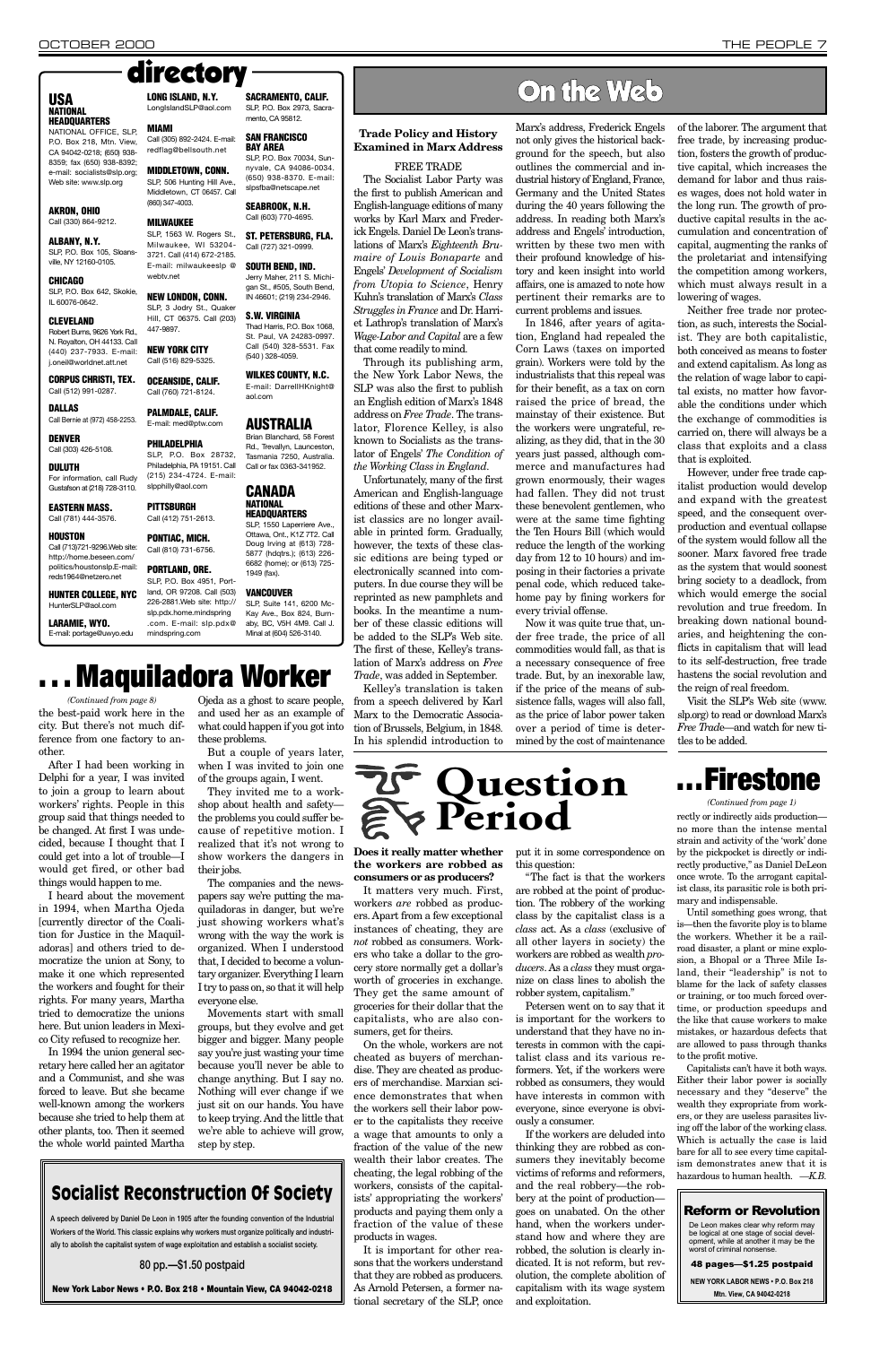# directory

## USA

**NATIONAL HEADQUARTERS**
NATIONAL OFFICE, SLP, P.O. Box 218, Mtn. View, CA 94042-0218; (650) 938-8359; fax (650) 938-8392; e-mail: socialists@slp.org; Web site: www.slp.org

**AKRON, OHIO**
Call (330) 864-9212.

**ALBANY, N.Y.**
SLP, P.O. Box 105, Sloansville, NY 12160-0105.

**CHICAGO**
SLP, P.O. Box 642, Skokie, IL 60076-0642.

**CLEVELAND**
Robert Burns, 9626 York Rd., N. Royalton, OH 44133. Call (440) 237-7933. E-mail: j.oneil@worldnet.att.net

**CORPUS CHRISTI, TEX.**
Call (512) 991-0287.

**DALLAS**
Call Bernie at (972) 458-2253.

**DENVER**
Call (303) 426-5108.

**DULUTH**
For information, call Rudy Gustafson at (218) 728-3110.

**EASTERN MASS.**
Call (781) 444-3576.

**HOUSTON**
Call (713)721-9296.Web site: http://home.beseen.com/politics/houstonslp.E-mail: reds1964@netzero.net

**HUNTER COLLEGE, NYC**
HunterSLP@aol.com

**LARAMIE, WYO.**
E-mail: portage@uwyo.edu

**LONG ISLAND, N.Y.**
LongIslandSLP@aol.com

**MIAMI**
Call (305) 892-2424. E-mail: redflag@bellsouth.net

**MIDDLETOWN, CONN.**
SLP, 506 Hunting Hill Ave., Middletown, CT 06457. Call (860) 347-4003.

**MILWAUKEE**
SLP, 1563 W. Rogers St., Milwaukee, WI 53204-3721. Call (414) 672-2185. E-mail: milwaukeeslp@webtv.net

**NEW LONDON, CONN.**
SLP, 3 Jodry St., Quaker Hill, CT 06375. Call (203) 447-9897.

**NEW YORK CITY**
Call (516) 829-5325.

**OCEANSIDE, CALIF.**
Call (760) 721-8124.

**PALMDALE, CALIF.**
E-mail: med@ptw.com

**PHILADELPHIA**
SLP, P.O. Box 28732, Philadelphia, PA 19151. Call (215) 234-4724. E-mail: slpphilly@aol.com

**PITTSBURGH**
Call (412) 751-2613.

**PONTIAC, MICH.**
Call (810) 731-6756.

**PORTLAND, ORE.**
SLP, P.O. Box 4951, Portland, OR 97208. Call (503) 226-2881.Web site: http://slp.pdx.home.mindspring.com. E-mail: slp.pdx@mindspring.com

**SACRAMENTO, CALIF.**
SLP, P.O. Box 2973, Sacramento, CA 95812.

**SAN FRANCISCO BAY AREA**
SLP, P.O. Box 70034, Sunnyvale, CA 94086-0034. (650) 938-8370. E-mail: slpsfba@netscape.net

**SEABROOK, N.H.**
Call (603) 770-4695.

**ST. PETERSBURG, FLA.**
Call (727) 321-0999.

**SOUTH BEND, IND.**
Jerry Maher, 211 S. Michigan St., #505, South Bend, IN 46601; (219) 234-2946.

**S.W. VIRGINIA**
Thad Harris, P.O. Box 1068, St. Paul, VA 24283-0997. Call (540) 328-5531. Fax (540) 328-4059.

**WILKES COUNTY, N.C.**
E-mail: DarrellHKnight@aol.com

## AUSTRALIA

Brian Blanchard, 58 Forest Rd., Trevallyn, Launceston, Tasmania 7250, Australia. Call or fax 0363-341952.

## CANADA

**NATIONAL HEADQUARTERS**
SLP, 1550 Laperriere Ave., Ottawa, Ont., K1Z 7T2. Call Doug Irving at (613) 728-5877 (hdqtrs.); (613) 226-6682 (home); or (613) 725-1949 (fax).

**VANCOUVER**
SLP, Suite 141, 6200 McKay Ave., Box 824, Burnaby, BC, V5H 4M9. Call J. Minal at (604) 526-3140.

# On the Web

### Trade Policy and History Examined in Marx Address

FREE TRADE

The Socialist Labor Party was the first to publish American and English-language editions of many works by Karl Marx and Frederick Engels. Daniel De Leon's translations of Marx's *Eighteenth Brumaire of Louis Bonaparte* and Engels' *Development of Socialism from Utopia to Science*, Henry Kuhn's translation of Marx's *Class Struggles in France* and Dr. Harriet Lathrop's translation of Marx's *Wage-Labor and Capital* are a few that come readily to mind.

Through its publishing arm, the New York Labor News, the SLP was also the first to publish an English edition of Marx's 1848 address on *Free Trade*. The translator, Florence Kelley, is also known to Socialists as the translator of Engels' *The Condition of the Working Class in England*.

Unfortunately, many of the first American and English-language editions of these and other Marxist classics are no longer available in printed form. Gradually, however, the texts of these classic editions are being typed or electronically scanned into computers. In due course they will be reprinted as new pamphlets and books. In the meantime a number of these classic editions will be added to the SLP's Web site. The first of these, Kelley's translation of Marx's address on *Free Trade*, was added in September.

Kelley's translation is taken from a speech delivered by Karl Marx to the Democratic Association of Brussels, Belgium, in 1848. In his splendid introduction to Marx's address, Frederick Engels not only gives the historical background for the speech, but also outlines the commercial and industrial history of England, France, Germany and the United States during the 40 years following the address. In reading both Marx's address and Engels' introduction, written by these two men with their profound knowledge of history and keen insight into world affairs, one is amazed to note how pertinent their remarks are to current problems and issues.

In 1846, after years of agitation, England had repealed the Corn Laws (taxes on imported grain). Workers were told by the industrialists that this repeal was for their benefit, as a tax on corn raised the price of bread, the mainstay of their existence. But the workers were ungrateful, realizing, as they did, that in the 30 years just passed, although commerce and manufactures had grown enormously, their wages had fallen. They did not trust these benevolent gentlemen, who were at the same time fighting the Ten Hours Bill (which would reduce the length of the working day from 12 to 10 hours) and imposing in their factories a private penal code, which reduced take-home pay by fining workers for every trivial offense.

Now it was quite true that, under free trade, the price of all commodities would fall, as that is a necessary consequence of free trade. But, by an inexorable law, if the price of the means of subsistence falls, wages will also fall, as the price of labor power taken over a period of time is determined by the cost of maintenance of the laborer. The argument that free trade, by increasing production, fosters the growth of productive capital, which increases the demand for labor and thus raises wages, does not hold water in the long run. The growth of productive capital results in the accumulation and concentration of capital, augmenting the ranks of the proletariat and intensifying the competition among workers, which must always result in a lowering of wages.

Neither free trade nor protection, as such, interests the Socialist. They are both capitalistic, both conceived as means to foster and extend capitalism. As long as the relation of wage labor to capital exists, no matter how favorable the conditions under which the exchange of commodities is carried on, there will always be a class that exploits and a class that is exploited.

However, under free trade capitalist production would develop and expand with the greatest speed, and the consequent overproduction and eventual collapse of the system would follow all the sooner. Marx favored free trade as the system that would soonest bring society to a deadlock, from which would emerge the social revolution and true freedom. In breaking down national boundaries, and heightening the conflicts in capitalism that will lead to its self-destruction, free trade hastens the social revolution and the reign of real freedom.

Visit the SLP's Web site (www.slp.org) to read or download Marx's *Free Trade*—and watch for new titles to be added.

# . . . Maquiladora Worker

*(Continued from page 8)*

the best-paid work here in the city. But there's not much difference from one factory to another.

After I had been working in Delphi for a year, I was invited to join a group to learn about workers' rights. People in this group said that things needed to be changed. At first I was undecided, because I thought that I could get into a lot of trouble—I would get fired, or other bad things would happen to me.

I heard about the movement in 1994, when Martha Ojeda [currently director of the Coalition for Justice in the Maquiladoras] and others tried to democratize the union at Sony, to make it one which represented the workers and fought for their rights. For many years, Martha tried to democratize the unions here. But union leaders in Mexico City refused to recognize her.

In 1994 the union general secretary here called her an agitator and a Communist, and she was forced to leave. But she became well-known among the workers because she tried to help them at other plants, too. Then it seemed the whole world painted Martha Ojeda as a ghost to scare people, and used her as an example of what could happen if you got into these problems.

But a couple of years later, when I was invited to join one of the groups again, I went.

They invited me to a workshop about health and safety—the problems you could suffer because of repetitive motion. I realized that it's not wrong to show workers the dangers in their jobs.

The companies and the newspapers say we're putting the maquiladoras in danger, but we're just showing workers what's wrong with the way the work is organized. When I understood that, I decided to become a voluntary organizer. Everything I learn I try to pass on, so that it will help everyone else.

Movements start with small groups, but they evolve and get bigger and bigger. Many people say you're just wasting your time because you'll never be able to change anything. But I say no. Nothing will ever change if we just sit on our hands. You have to keep trying. And the little that we're able to achieve will grow, step by step.

# Question Period

**Does it really matter whether the workers are robbed as consumers or as producers?**

It matters very much. First, workers *are* robbed as producers. Apart from a few exceptional instances of cheating, they are *not* robbed as consumers. Workers who take a dollar to the grocery store normally get a dollar's worth of groceries in exchange. They get the same amount of groceries for their dollar that the capitalists, who are also consumers, get for theirs.

On the whole, workers are not cheated as buyers of merchandise. They are cheated as producers of merchandise. Marxian science demonstrates that when the workers sell their labor power to the capitalists they receive a wage that amounts to only a fraction of the value of the new wealth their labor creates. The cheating, the legal robbing of the workers, consists of the capitalists' appropriating the workers' products and paying them only a fraction of the value of these products in wages.

It is important for other reasons that the workers understand that they are robbed as producers. As Arnold Petersen, a former national secretary of the SLP, once put it in some correspondence on this question:

"The fact is that the workers are robbed at the point of production. The robbery of the working class by the capitalist class is a *class* act. As a *class* (exclusive of all other layers in society) the workers are robbed as wealth *producers*. As a *class* they must organize on class lines to abolish the robber system, capitalism."

Petersen went on to say that it is important for the workers to understand that they have no interests in common with the capitalist class and its various reformers. Yet, if the workers were robbed as consumers, they would have interests in common with everyone, since everyone is obviously a consumer.

If the workers are deluded into thinking they are robbed as consumers they inevitably become victims of reforms and reformers, and the real robbery—the robbery at the point of production—goes on unabated. On the other hand, when the workers understand how and where they are robbed, the solution is clearly indicated. It is not reform, but revolution, the complete abolition of capitalism with its wage system and exploitation.

# . . . Firestone

*(Continued from page 1)*

rectly or indirectly aids production—no more than the intense mental strain and activity of the 'work' done by the pickpocket is directly or indirectly productive," as Daniel DeLeon once wrote. To the arrogant capitalist class, its parasitic role is both primary and indispensable.

Until something goes wrong, that is—then the favorite ploy is to blame the workers. Whether it be a railroad disaster, a plant or mine explosion, a Bhopal or a Three Mile Island, their "leadership" is not to blame for the lack of safety classes or training, or too much forced overtime, or production speedups and the like that cause workers to make mistakes, or hazardous defects that are allowed to pass through thanks to the profit motive.

Capitalists can't have it both ways. Either their labor power is socially necessary and they "deserve" the wealth they expropriate from workers, or they are useless parasites living off the labor of the working class. Which is actually the case is laid bare for all to see every time capitalism demonstrates anew that it is hazardous to human health. —*K.B.*

## Socialist Reconstruction Of Society

A speech delivered by Daniel De Leon in 1905 after the founding convention of the Industrial Workers of the World. This classic explains why workers must organize politically and industrially to abolish the capitalist system of wage exploitation and establish a socialist society.

80 pp.—$1.50 postpaid

**New York Labor News • P.O. Box 218 • Mountain View, CA 94042-0218**

## Reform or Revolution

De Leon makes clear why reform may be logical at one stage of social development, while at another it may be the worst of criminal nonsense.

**48 pages—$1.25 postpaid**

**NEW YORK LABOR NEWS • P.O. Box 218 Mtn. View, CA 94042-0218**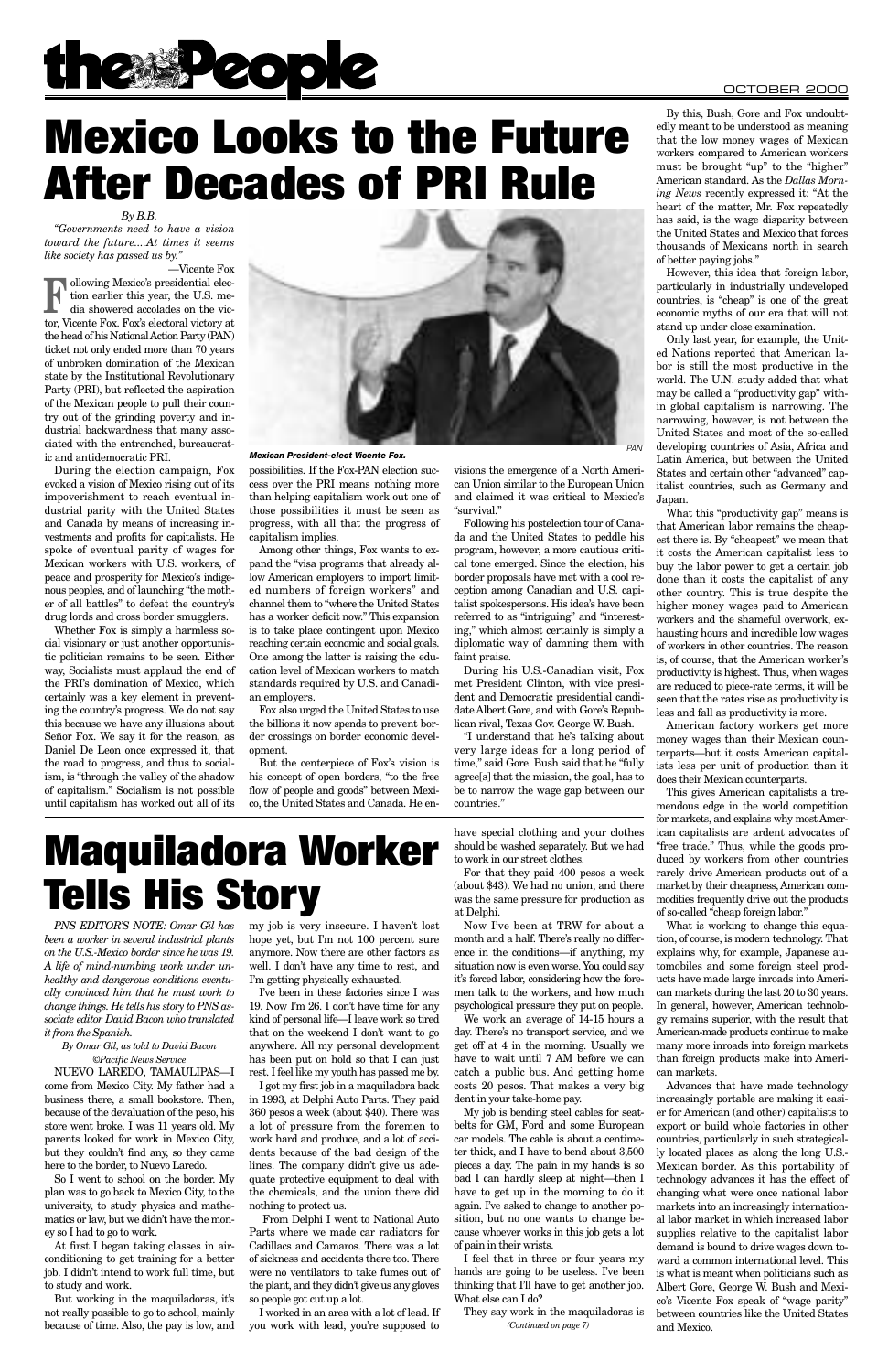# Mexico Looks to the Future After Decades of PRI Rule

*By B.B.*

*"Governments need to have a vision toward the future....At times it seems like society has passed us by."*

—Vicente Fox

Following Mexico's presidential election earlier this year, the U.S. media showered accolades on the victor, Vicente Fox. Fox's electoral victory at the head of his National Action Party (PAN) ticket not only ended more than 70 years of unbroken domination of the Mexican state by the Institutional Revolutionary Party (PRI), but reflected the aspiration of the Mexican people to pull their country out of the grinding poverty and industrial backwardness that many associated with the entrenched, bureaucratic and antidemocratic PRI.

During the election campaign, Fox evoked a vision of Mexico rising out of its impoverishment to reach eventual industrial parity with the United States and Canada by means of increasing investments and profits for capitalists. He spoke of eventual parity of wages for Mexican workers with U.S. workers, of peace and prosperity for Mexico's indigenous peoples, and of launching "the mother of all battles" to defeat the country's drug lords and cross border smugglers.

Whether Fox is simply a harmless social visionary or just another opportunistic politician remains to be seen. Either way, Socialists must applaud the end of the PRI's domination of Mexico, which certainly was a key element in preventing the country's progress. We do not say this because we have any illusions about Señor Fox. We say it for the reason, as Daniel De Leon once expressed it, that the road to progress, and thus to socialism, is "through the valley of the shadow of capitalism." Socialism is not possible until capitalism has worked out all of its possibilities. If the Fox-PAN election success over the PRI means nothing more than helping capitalism work out one of those possibilities it must be seen as progress, with all that the progress of capitalism implies.

*Mexican President-elect Vicente Fox.* PAN

Among other things, Fox wants to expand the "visa programs that already allow American employers to import limited numbers of foreign workers" and channel them to "where the United States has a worker deficit now." This expansion is to take place contingent upon Mexico reaching certain economic and social goals. One among the latter is raising the education level of Mexican workers to match standards required by U.S. and Canadian employers.

Fox also urged the United States to use the billions it now spends to prevent border crossings on border economic development.

But the centerpiece of Fox's vision is his concept of open borders, "to the free flow of people and goods" between Mexico, the United States and Canada. He envisions the emergence of a North American Union similar to the European Union and claimed it was critical to Mexico's "survival."

Following his postelection tour of Canada and the United States to peddle his program, however, a more cautious critical tone emerged. Since the election, his border proposals have met with a cool reception among Canadian and U.S. capitalist spokespersons. His idea's have been referred to as "intriguing" and "interesting," which almost certainly is simply a diplomatic way of damning them with faint praise.

During his U.S.-Canadian visit, Fox met President Clinton, with vice president and Democratic presidential candidate Albert Gore, and with Gore's Republican rival, Texas Gov. George W. Bush.

"I understand that he's talking about very large ideas for a long period of time," said Gore. Bush said that he "fully agree[s] that the mission, the goal, has to be to narrow the wage gap between our countries."

By this, Bush, Gore and Fox undoubtedly meant to be understood as meaning that the low money wages of Mexican workers compared to American workers must be brought "up" to the "higher" American standard. As the *Dallas Morning News* recently expressed it: "At the heart of the matter, Mr. Fox repeatedly has said, is the wage disparity between the United States and Mexico that forces thousands of Mexicans north in search of better paying jobs."

However, this idea that foreign labor, particularly in industrially undeveloped countries, is "cheap" is one of the great economic myths of our era that will not stand up under close examination.

Only last year, for example, the United Nations reported that American labor is still the most productive in the world. The U.N. study added that what may be called a "productivity gap" within global capitalism is narrowing. The narrowing, however, is not between the United States and most of the so-called developing countries of Asia, Africa and Latin America, but between the United States and certain other "advanced" capitalist countries, such as Germany and Japan.

What this "productivity gap" means is that American labor remains the cheapest there is. By "cheapest" we mean that it costs the American capitalist less to buy the labor power to get a certain job done than it costs the capitalist of any other country. This is true despite the higher money wages paid to American workers and the shameful overwork, exhausting hours and incredible low wages of workers in other countries. The reason is, of course, that the American worker's productivity is highest. Thus, when wages are reduced to piece-rate terms, it will be seen that the rates rise as productivity is less and fall as productivity is more.

American factory workers get more money wages than their Mexican counterparts—but it costs American capitalists less per unit of production than it does their Mexican counterparts.

This gives American capitalists a tremendous edge in the world competition for markets, and explains why most American capitalists are ardent advocates of "free trade." Thus, while the goods produced by workers from other countries rarely drive American products out of a market by their cheapness, American commodities frequently drive out the products of so-called "cheap foreign labor."

What is working to change this equation, of course, is modern technology. That explains why, for example, Japanese automobiles and some foreign steel products have made large inroads into American markets during the last 20 to 30 years. In general, however, American technology remains superior, with the result that American-made products continue to make many more inroads into foreign markets than foreign products make into American markets.

Advances that have made technology increasingly portable are making it easier for American (and other) capitalists to export or build whole factories in other countries, particularly in such strategically located places as along the long U.S.-Mexican border. As this portability of technology advances it has the effect of changing what were once national labor markets into an increasingly international labor market in which increased labor supplies relative to the capitalist labor demand is bound to drive wages down toward a common international level. This is what is meant when politicians such as Albert Gore, George W. Bush and Mexico's Vicente Fox speak of "wage parity" between countries like the United States and Mexico.

# Maquiladora Worker Tells His Story

*PNS EDITOR'S NOTE: Omar Gil has been a worker in several industrial plants on the U.S.-Mexico border since he was 19. A life of mind-numbing work under unhealthy and dangerous conditions eventually convinced him that he must work to change things. He tells his story to PNS associate editor David Bacon who translated it from the Spanish.*

*By Omar Gil, as told to David Bacon*

*©Pacific News Service*

NUEVO LAREDO, TAMAULIPAS—I come from Mexico City. My father had a business there, a small bookstore. Then, because of the devaluation of the peso, his store went broke. I was 11 years old. My parents looked for work in Mexico City, but they couldn't find any, so they came here to the border, to Nuevo Laredo.

So I went to school on the border. My plan was to go back to Mexico City, to the university, to study physics and mathematics or law, but we didn't have the money so I had to go to work.

At first I began taking classes in air-conditioning to get training for a better job. I didn't intend to work full time, but to study and work.

But working in the maquiladoras, it's not really possible to go to school, mainly because of time. Also, the pay is low, and my job is very insecure. I haven't lost hope yet, but I'm not 100 percent sure anymore. Now there are other factors as well. I don't have any time to rest, and I'm getting physically exhausted.

I've been in these factories since I was 19. Now I'm 26. I don't have time for any kind of personal life—I leave work so tired that on the weekend I don't want to go anywhere. All my personal development has been put on hold so that I can just rest. I feel like my youth has passed me by.

I got my first job in a maquiladora back in 1993, at Delphi Auto Parts. They paid 360 pesos a week (about $40). There was a lot of pressure from the foremen to work hard and produce, and a lot of accidents because of the bad design of the lines. The company didn't give us adequate protective equipment to deal with the chemicals, and the union there did nothing to protect us.

From Delphi I went to National Auto Parts where we made car radiators for Cadillacs and Camaros. There was a lot of sickness and accidents there too. There were no ventilators to take fumes out of the plant, and they didn't give us any gloves so people got cut up a lot.

I worked in an area with a lot of lead. If you work with lead, you're supposed to have special clothing and your clothes should be washed separately. But we had to work in our street clothes.

For that they paid 400 pesos a week (about $43). We had no union, and there was the same pressure for production as at Delphi.

Now I've been at TRW for about a month and a half. There's really no difference in the conditions—if anything, my situation now is even worse. You could say it's forced labor, considering how the foremen talk to the workers, and how much psychological pressure they put on people.

We work an average of 14-15 hours a day. There's no transport service, and we get off at 4 in the morning. Usually we have to wait until 7 AM before we can catch a public bus. And getting home costs 20 pesos. That makes a very big dent in your take-home pay.

My job is bending steel cables for seatbelts for GM, Ford and some European car models. The cable is about a centimeter thick, and I have to bend about 3,500 pieces a day. The pain in my hands is so bad I can hardly sleep at night—then I have to get up in the morning to do it again. I've asked to change to another position, but no one wants to change because whoever works in this job gets a lot of pain in their wrists.

I feel that in three or four years my hands are going to be useless. I've been thinking that I'll have to get another job. What else can I do?

They say work in the maquiladoras is

*(Continued on page 7)*